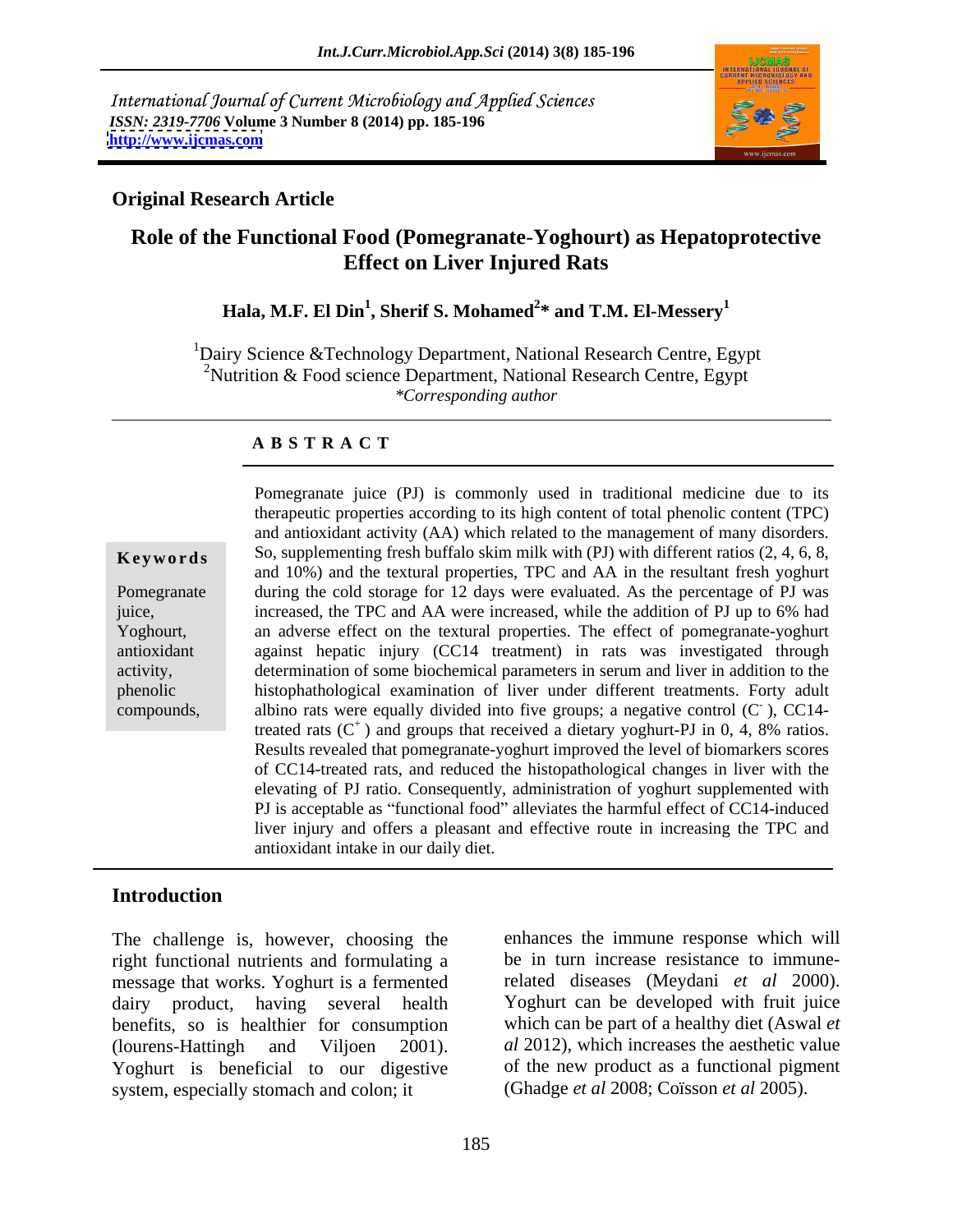International Journal of Current Microbiology and Applied Sciences
*ISSN: 2319-7706* **Volume 3 Number 8 (2014) pp. 185-196**
**http://www.ijcmas.com**

## Original Research Article

# Role of the Functional Food (Pomegranate-Yoghourt) as Hepatoprotective Effect on Liver Injured Rats

**Hala, M.F. El Din[1], Sherif S. Mohamed[2]* and T.M. El-Messery[1]**

[1]Dairy Science &Technology Department, National Research Centre, Egypt
[2]Nutrition & Food science Department, National Research Centre, Egypt
*Corresponding author*

### A B S T R A C T

**Keywords**

Pomegranate juice, Yoghourt, antioxidant activity, phenolic compounds,

Pomegranate juice (PJ) is commonly used in traditional medicine due to its therapeutic properties according to its high content of total phenolic content (TPC) and antioxidant activity (AA) which related to the management of many disorders. So, supplementing fresh buffalo skim milk with (PJ) with different ratios (2, 4, 6, 8, and 10%) and the textural properties, TPC and AA in the resultant fresh yoghurt during the cold storage for 12 days were evaluated. As the percentage of PJ was increased, the TPC and AA were increased, while the addition of PJ up to 6% had an adverse effect on the textural properties. The effect of pomegranate-yoghurt against hepatic injury (CC14 treatment) in rats was investigated through determination of some biochemical parameters in serum and liver in addition to the histophathological examination of liver under different treatments. Forty adult albino rats were equally divided into five groups; a negative control ($C^-$), CC14-treated rats ($C^+$) and groups that received a dietary yoghurt-PJ in 0, 4, 8% ratios. Results revealed that pomegranate-yoghurt improved the level of biomarkers scores of CC14-treated rats, and reduced the histopathological changes in liver with the elevating of PJ ratio. Consequently, administration of yoghurt supplemented with PJ is acceptable as "functional food" alleviates the harmful effect of CC14-induced liver injury and offers a pleasant and effective route in increasing the TPC and antioxidant intake in our daily diet.

## Introduction

The challenge is, however, choosing the right functional nutrients and formulating a message that works. Yoghurt is a fermented dairy product, having several health benefits, so is healthier for consumption (lourens-Hattingh and Viljoen 2001). Yoghurt is beneficial to our digestive system, especially stomach and colon; it enhances the immune response which will be in turn increase resistance to immune-related diseases (Meydani *et al* 2000). Yoghurt can be developed with fruit juice which can be part of a healthy diet (Aswal *et al* 2012), which increases the aesthetic value of the new product as a functional pigment (Ghadge *et al* 2008; Coïsson *et al* 2005).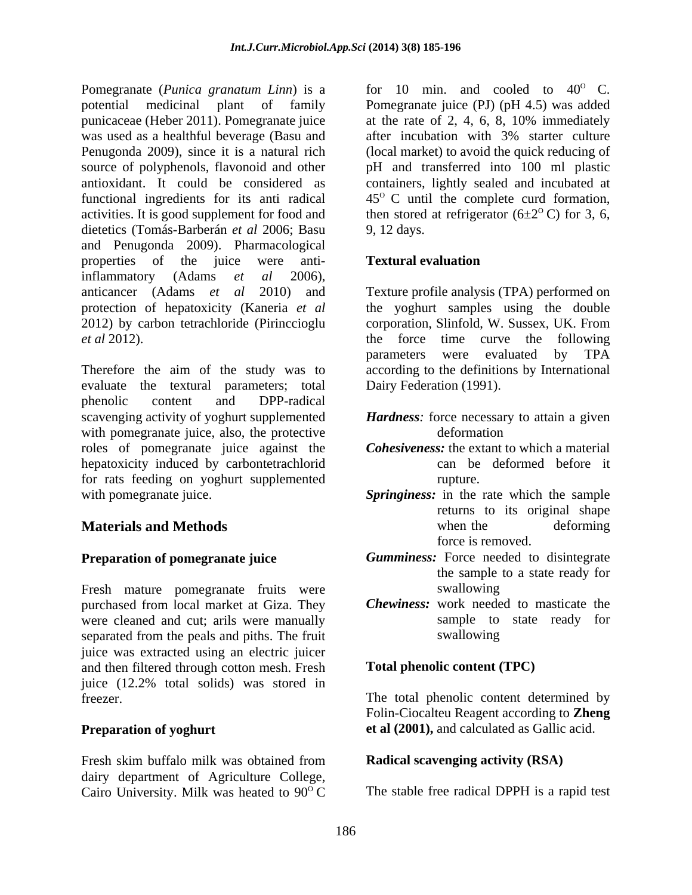Pomegranate (*Punica granatum Linn*) is a potential medicinal plant of family punicaceae (Heber 2011). Pomegranate juice was used as a healthful beverage (Basu and Penugonda 2009), since it is a natural rich source of polyphenols, flavonoid and other antioxidant. It could be considered as functional ingredients for its anti radical activities. It is good supplement for food and dietetics (Tomás-Barberán *et al* 2006; Basu and Penugonda 2009). Pharmacological properties of the juice were anti-inflammatory (Adams *et al* 2006), anticancer (Adams *et al* 2010) and protection of hepatoxicity (Kaneria *et al* 2012) by carbon tetrachloride (Pirinccioglu *et al* 2012).

Therefore the aim of the study was to evaluate the textural parameters; total phenolic content and DPP-radical scavenging activity of yoghurt supplemented with pomegranate juice, also, the protective roles of pomegranate juice against the hepatoxicity induced by carbontetrachlorid for rats feeding on yoghurt supplemented with pomegranate juice.

## Materials and Methods

### Preparation of pomegranate juice

Fresh mature pomegranate fruits were purchased from local market at Giza. They were cleaned and cut; arils were manually separated from the peals and piths. The fruit juice was extracted using an electric juicer and then filtered through cotton mesh. Fresh juice (12.2% total solids) was stored in freezer.

### Preparation of yoghurt

Fresh skim buffalo milk was obtained from dairy department of Agriculture College, Cairo University. Milk was heated to $90^{O}$ C for 10 min. and cooled to $40^{O}$ C. Pomegranate juice (PJ) (pH 4.5) was added at the rate of 2, 4, 6, 8, 10% immediately after incubation with 3% starter culture (local market) to avoid the quick reducing of pH and transferred into 100 ml plastic containers, lightly sealed and incubated at $45^{O}$ C until the complete curd formation, then stored at refrigerator ($6\pm2^{O}$ C) for 3, 6, 9, 12 days.

### Textural evaluation

Texture profile analysis (TPA) performed on the yoghurt samples using the double corporation, Slinfold, W. Sussex, UK. From the force time curve the following parameters were evaluated by TPA according to the definitions by International Dairy Federation (1991).

***Hardness**:* force necessary to attain a given deformation

***Cohesiveness:*** the extant to which a material can be deformed before it rupture.

***Springiness:*** in the rate which the sample returns to its original shape when the deforming force is removed.

***Gumminess:*** Force needed to disintegrate the sample to a state ready for swallowing

***Chewiness:*** work needed to masticate the sample to state ready for swallowing

### Total phenolic content (TPC)

The total phenolic content determined by Folin-Ciocalteu Reagent according to **Zheng et al (2001),** and calculated as Gallic acid.

### Radical scavenging activity (RSA)

The stable free radical DPPH is a rapid test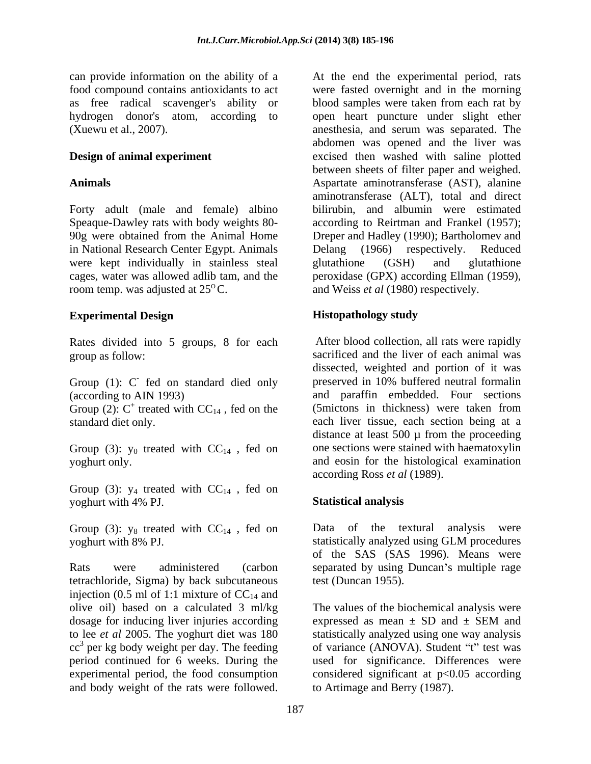can provide information on the ability of a food compound contains antioxidants to act as free radical scavenger's ability or hydrogen donor's atom, according to (Xuewu et al., 2007).

## Design of animal experiment

### Animals

Forty adult (male and female) albino Speaque-Dawley rats with body weights 80-90g were obtained from the Animal Home in National Research Center Egypt. Animals were kept individually in stainless steal cages, water was allowed adlib tam, and the room temp. was adjusted at $25^{o}$C.

### Experimental Design

Rates divided into 5 groups, 8 for each group as follow:

Group (1): $C^{-}$ fed on standard died only (according to AIN 1993)
Group (2): $C^{+}$ treated with $CC_{14}$ , fed on the standard diet only.

Group (3): $y_0$ treated with $CC_{14}$ , fed on yoghurt only.

Group (3): $y_4$ treated with $CC_{14}$ , fed on yoghurt with 4% PJ.

Group (3): $y_8$ treated with $CC_{14}$ , fed on yoghurt with 8% PJ.

Rats were administered (carbon tetrachloride, Sigma) by back subcutaneous injection (0.5 ml of 1:1 mixture of $CC_{14}$ and olive oil) based on a calculated 3 ml/kg dosage for inducing liver injuries according to lee *et al* 2005. The yoghurt diet was 180 $cc^3$ per kg body weight per day. The feeding period continued for 6 weeks. During the experimental period, the food consumption and body weight of the rats were followed.

At the end the experimental period, rats were fasted overnight and in the morning blood samples were taken from each rat by open heart puncture under slight ether anesthesia, and serum was separated. The abdomen was opened and the liver was excised then washed with saline plotted between sheets of filter paper and weighed. Aspartate aminotransferase (AST), alanine aminotransferase (ALT), total and direct bilirubin, and albumin were estimated according to Reirtman and Frankel (1957); Dreper and Hadley (1990); Bartholomev and Delang (1966) respectively. Reduced glutathione (GSH) and glutathione peroxidase (GPX) according Ellman (1959), and Weiss *et al* (1980) respectively.

### Histopathology study

After blood collection, all rats were rapidly sacrificed and the liver of each animal was dissected, weighted and portion of it was preserved in 10% buffered neutral formalin and paraffin embedded. Four sections (5mictons in thickness) were taken from each liver tissue, each section being at a distance at least 500 µ from the proceeding one sections were stained with haematoxylin and eosin for the histological examination according Ross *et al* (1989).

### Statistical analysis

Data of the textural analysis were statistically analyzed using GLM procedures of the SAS (SAS 1996). Means were separated by using Duncan's multiple rage test (Duncan 1955).

The values of the biochemical analysis were expressed as mean ± SD and ± SEM and statistically analyzed using one way analysis of variance (ANOVA). Student "t" test was used for significance. Differences were considered significant at $p<0.05$ according to Artimage and Berry (1987).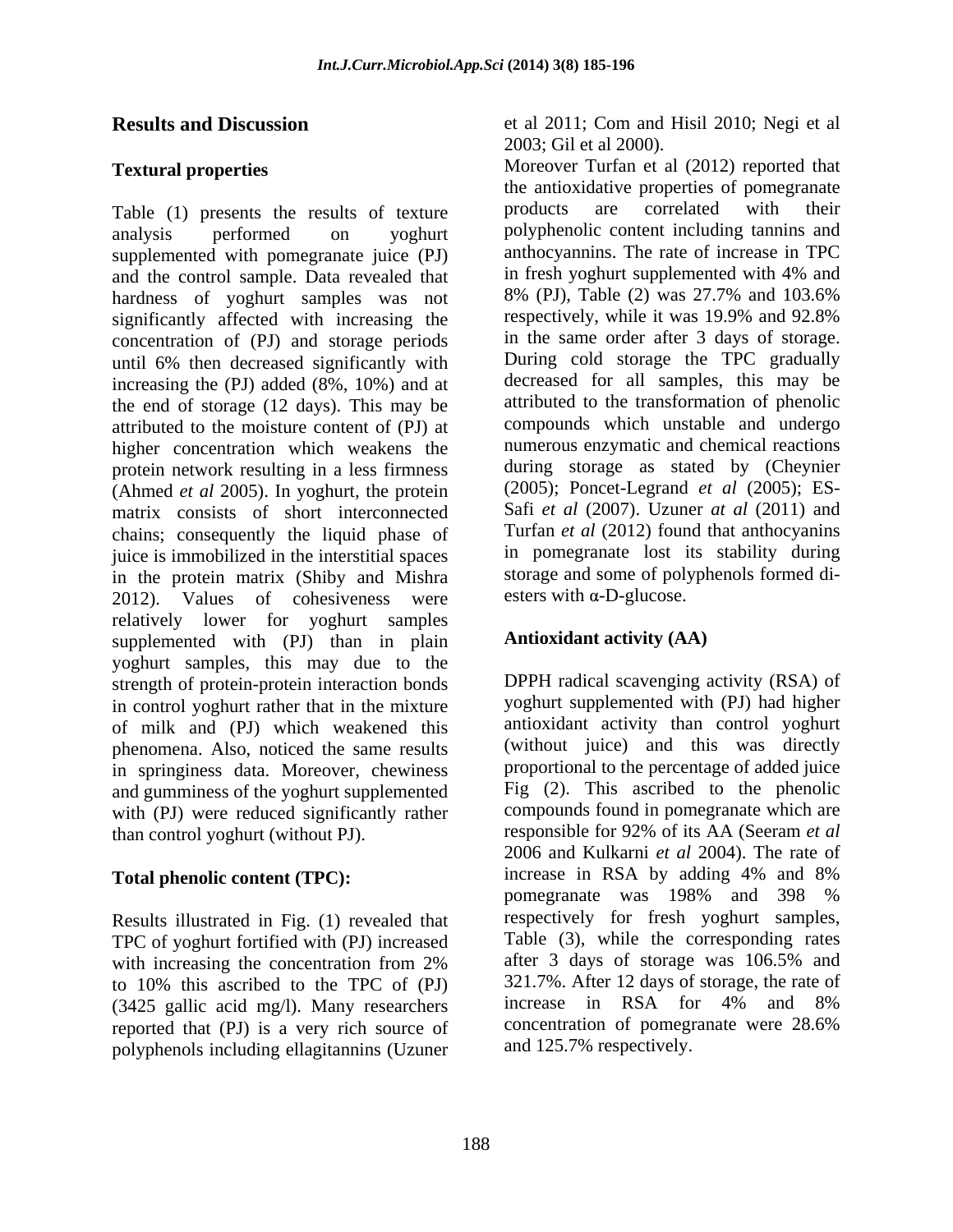## Results and Discussion

### Textural properties

Table (1) presents the results of texture analysis performed on yoghurt supplemented with pomegranate juice (PJ) and the control sample. Data revealed that hardness of yoghurt samples was not significantly affected with increasing the concentration of (PJ) and storage periods until 6% then decreased significantly with increasing the (PJ) added (8%, 10%) and at the end of storage (12 days). This may be attributed to the moisture content of (PJ) at higher concentration which weakens the protein network resulting in a less firmness (Ahmed *et al* 2005). In yoghurt, the protein matrix consists of short interconnected chains; consequently the liquid phase of juice is immobilized in the interstitial spaces in the protein matrix (Shiby and Mishra 2012). Values of cohesiveness were relatively lower for yoghurt samples supplemented with (PJ) than in plain yoghurt samples, this may due to the strength of protein-protein interaction bonds in control yoghurt rather that in the mixture of milk and (PJ) which weakened this phenomena. Also, noticed the same results in springiness data. Moreover, chewiness and gumminess of the yoghurt supplemented with (PJ) were reduced significantly rather than control yoghurt (without PJ).

### Total phenolic content (TPC):

Results illustrated in Fig. (1) revealed that TPC of yoghurt fortified with (PJ) increased with increasing the concentration from 2% to 10% this ascribed to the TPC of (PJ) (3425 gallic acid mg/l). Many researchers reported that (PJ) is a very rich source of polyphenols including ellagitannins (Uzuner et al 2011; Com and Hisil 2010; Negi et al 2003; Gil et al 2000).

Moreover Turfan et al (2012) reported that the antioxidative properties of pomegranate products are correlated with their polyphenolic content including tannins and anthocyannins. The rate of increase in TPC in fresh yoghurt supplemented with 4% and 8% (PJ), Table (2) was 27.7% and 103.6% respectively, while it was 19.9% and 92.8% in the same order after 3 days of storage. During cold storage the TPC gradually decreased for all samples, this may be attributed to the transformation of phenolic compounds which unstable and undergo numerous enzymatic and chemical reactions during storage as stated by (Cheynier (2005); Poncet-Legrand *et al* (2005); ES-Safi *et al* (2007). Uzuner *at al* (2011) and Turfan *et al* (2012) found that anthocyanins in pomegranate lost its stability during storage and some of polyphenols formed di-esters with α-D-glucose.

### Antioxidant activity (AA)

DPPH radical scavenging activity (RSA) of yoghurt supplemented with (PJ) had higher antioxidant activity than control yoghurt (without juice) and this was directly proportional to the percentage of added juice Fig (2). This ascribed to the phenolic compounds found in pomegranate which are responsible for 92% of its AA (Seeram *et al* 2006 and Kulkarni *et al* 2004). The rate of increase in RSA by adding 4% and 8% pomegranate was 198% and 398 % respectively for fresh yoghurt samples, Table (3), while the corresponding rates after 3 days of storage was 106.5% and 321.7%. After 12 days of storage, the rate of increase in RSA for 4% and 8% concentration of pomegranate were 28.6% and 125.7% respectively.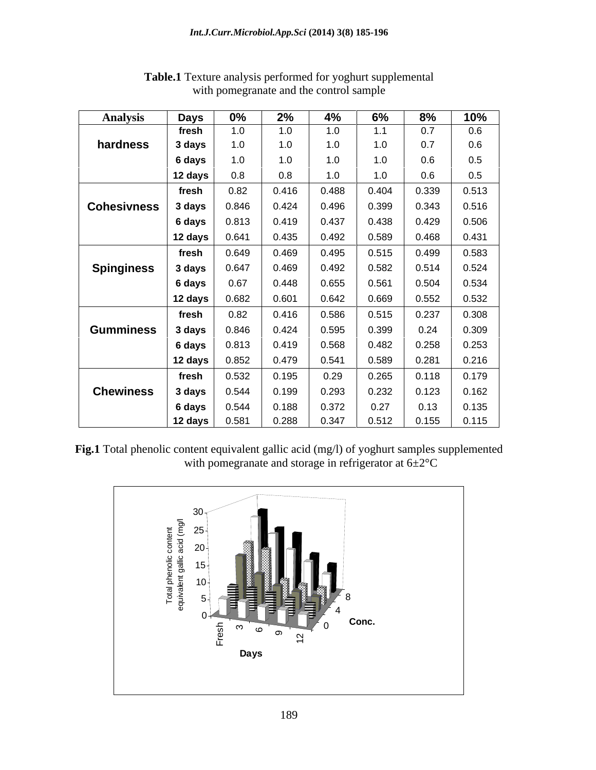**Table.1** Texture analysis performed for yoghurt supplemental with pomegranate and the control sample

| Analysis | Days | 0% | 2% | 4% | 6% | 8% | 10% |
|---|---|---|---|---|---|---|---|
| hardness | fresh | 1.0 | 1.0 | 1.0 | 1.1 | 0.7 | 0.6 |
| | 3 days | 1.0 | 1.0 | 1.0 | 1.0 | 0.7 | 0.6 |
| | 6 days | 1.0 | 1.0 | 1.0 | 1.0 | 0.6 | 0.5 |
| | 12 days | 0.8 | 0.8 | 1.0 | 1.0 | 0.6 | 0.5 |
| Cohesivness | fresh | 0.82 | 0.416 | 0.488 | 0.404 | 0.339 | 0.513 |
| | 3 days | 0.846 | 0.424 | 0.496 | 0.399 | 0.343 | 0.516 |
| | 6 days | 0.813 | 0.419 | 0.437 | 0.438 | 0.429 | 0.506 |
| | 12 days | 0.641 | 0.435 | 0.492 | 0.589 | 0.468 | 0.431 |
| Spinginess | fresh | 0.649 | 0.469 | 0.495 | 0.515 | 0.499 | 0.583 |
| | 3 days | 0.647 | 0.469 | 0.492 | 0.582 | 0.514 | 0.524 |
| | 6 days | 0.67 | 0.448 | 0.655 | 0.561 | 0.504 | 0.534 |
| | 12 days | 0.682 | 0.601 | 0.642 | 0.669 | 0.552 | 0.532 |
| Gumminess | fresh | 0.82 | 0.416 | 0.586 | 0.515 | 0.237 | 0.308 |
| | 3 days | 0.846 | 0.424 | 0.595 | 0.399 | 0.24 | 0.309 |
| | 6 days | 0.813 | 0.419 | 0.568 | 0.482 | 0.258 | 0.253 |
| | 12 days | 0.852 | 0.479 | 0.541 | 0.589 | 0.281 | 0.216 |
| Chewiness | fresh | 0.532 | 0.195 | 0.29 | 0.265 | 0.118 | 0.179 |
| | 3 days | 0.544 | 0.199 | 0.293 | 0.232 | 0.123 | 0.162 |
| | 6 days | 0.544 | 0.188 | 0.372 | 0.27 | 0.13 | 0.135 |
| | 12 days | 0.581 | 0.288 | 0.347 | 0.512 | 0.155 | 0.115 |

**Fig.1** Total phenolic content equivalent gallic acid (mg/l) of yoghurt samples supplemented with pomegranate and storage in refrigerator at 6±2°C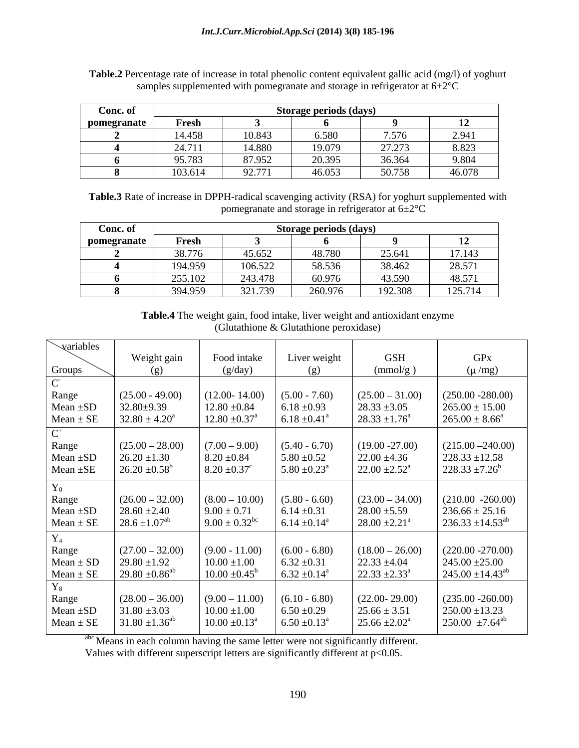**Table.2** Percentage rate of increase in total phenolic content equivalent gallic acid (mg/l) of yoghurt samples supplemented with pomegranate and storage in refrigerator at 6±2°C

| Conc. of pomegranate | Storage periods (days) | | | | |
|---|---|---|---|---|---|
| | Fresh | 3 | 6 | 9 | 12 |
| 2 | 14.458 | 10.843 | 6.580 | 7.576 | 2.941 |
| 4 | 24.711 | 14.880 | 19.079 | 27.273 | 8.823 |
| 6 | 95.783 | 87.952 | 20.395 | 36.364 | 9.804 |
| 8 | 103.614 | 92.771 | 46.053 | 50.758 | 46.078 |

**Table.3** Rate of increase in DPPH-radical scavenging activity (RSA) for yoghurt supplemented with pomegranate and storage in refrigerator at 6±2°C

| Conc. of pomegranate | Storage periods (days) | | | | |
|---|---|---|---|---|---|
| | Fresh | 3 | 6 | 9 | 12 |
| 2 | 38.776 | 45.652 | 48.780 | 25.641 | 17.143 |
| 4 | 194.959 | 106.522 | 58.536 | 38.462 | 28.571 |
| 6 | 255.102 | 243.478 | 60.976 | 43.590 | 48.571 |
| 8 | 394.959 | 321.739 | 260.976 | 192.308 | 125.714 |

**Table.4** The weight gain, food intake, liver weight and antioxidant enzyme (Glutathione & Glutathione peroxidase)

| Groups / variables | Weight gain (g) | Food intake (g/day) | Liver weight (g) | GSH (mmol/g ) | GPx (μ /mg) |
|---|---|---|---|---|---|
| $C^-$ | | | | | |
| Range | (25.00 - 49.00) | (12.00- 14.00) | (5.00 - 7.60) | (25.00 – 31.00) | (250.00 -280.00) |
| Mean ±SD | 32.80±9.39 | 12.80 ±0.84 | 6.18 ±0.93 | 28.33 ±3.05 | 265.00 ± 15.00 |
| Mean ± SE | 32.80 ± 4.20$^{a}$ | 12.80 ±0.37$^{a}$ | 6.18 ±0.41$^{a}$ | 28.33 ±1.76$^{a}$ | 265.00 ± 8.66$^{a}$ |
| $C^+$ | | | | | |
| Range | (25.00 – 28.00) | (7.00 – 9.00) | (5.40 - 6.70) | (19.00 -27.00) | (215.00 –240.00) |
| Mean ±SD | 26.20 ±1.30 | 8.20 ±0.84 | 5.80 ±0.52 | 22.00 ±4.36 | 228.33 ±12.58 |
| Mean ±SE | 26.20 ±0.58$^{b}$ | 8.20 ±0.37$^{c}$ | 5.80 ±0.23$^{a}$ | 22.00 ±2.52$^{a}$ | 228.33 ±7.26$^{b}$ |
| $Y_0$ | | | | | |
| Range | (26.00 – 32.00) | (8.00 – 10.00) | (5.80 - 6.60) | (23.00 – 34.00) | (210.00 -260.00) |
| Mean ±SD | 28.60 ±2.40 | 9.00 ± 0.71 | 6.14 ±0.31 | 28.00 ±5.59 | 236.66 ± 25.16 |
| Mean ± SE | 28.6 ±1.07$^{ab}$ | 9.00 ± 0.32$^{bc}$ | 6.14 ±0.14$^{a}$ | 28.00 ±2.21$^{a}$ | 236.33 ±14.53$^{ab}$ |
| $Y_4$ | | | | | |
| Range | (27.00 – 32.00) | (9.00 - 11.00) | (6.00 - 6.80) | (18.00 – 26.00) | (220.00 -270.00) |
| Mean ± SD | 29.80 ±1.92 | 10.00 ±1.00 | 6.32 ±0.31 | 22.33 ±4.04 | 245.00 ±25.00 |
| Mean ± SE | 29.80 ±0.86$^{ab}$ | 10.00 ±0.45$^{b}$ | 6.32 ±0.14$^{a}$ | 22.33 ±2.33$^{a}$ | 245.00 ±14.43$^{ab}$ |
| $Y_8$ | | | | | |
| Range | (28.00 – 36.00) | (9.00 – 11.00) | (6.10 - 6.80) | (22.00- 29.00) | (235.00 -260.00) |
| Mean ±SD | 31.80 ±3.03 | 10.00 ±1.00 | 6.50 ±0.29 | 25.66 ± 3.51 | 250.00 ±13.23 |
| Mean ± SE | 31.80 ±1.36$^{ab}$ | 10.00 ±0.13$^{a}$ | 6.50 ±0.13$^{a}$ | 25.66 ±2.02$^{a}$ | 250.00 ±7.64$^{ab}$ |

[abc] Means in each column having the same letter were not significantly different.
Values with different superscript letters are significantly different at $p<0.05$.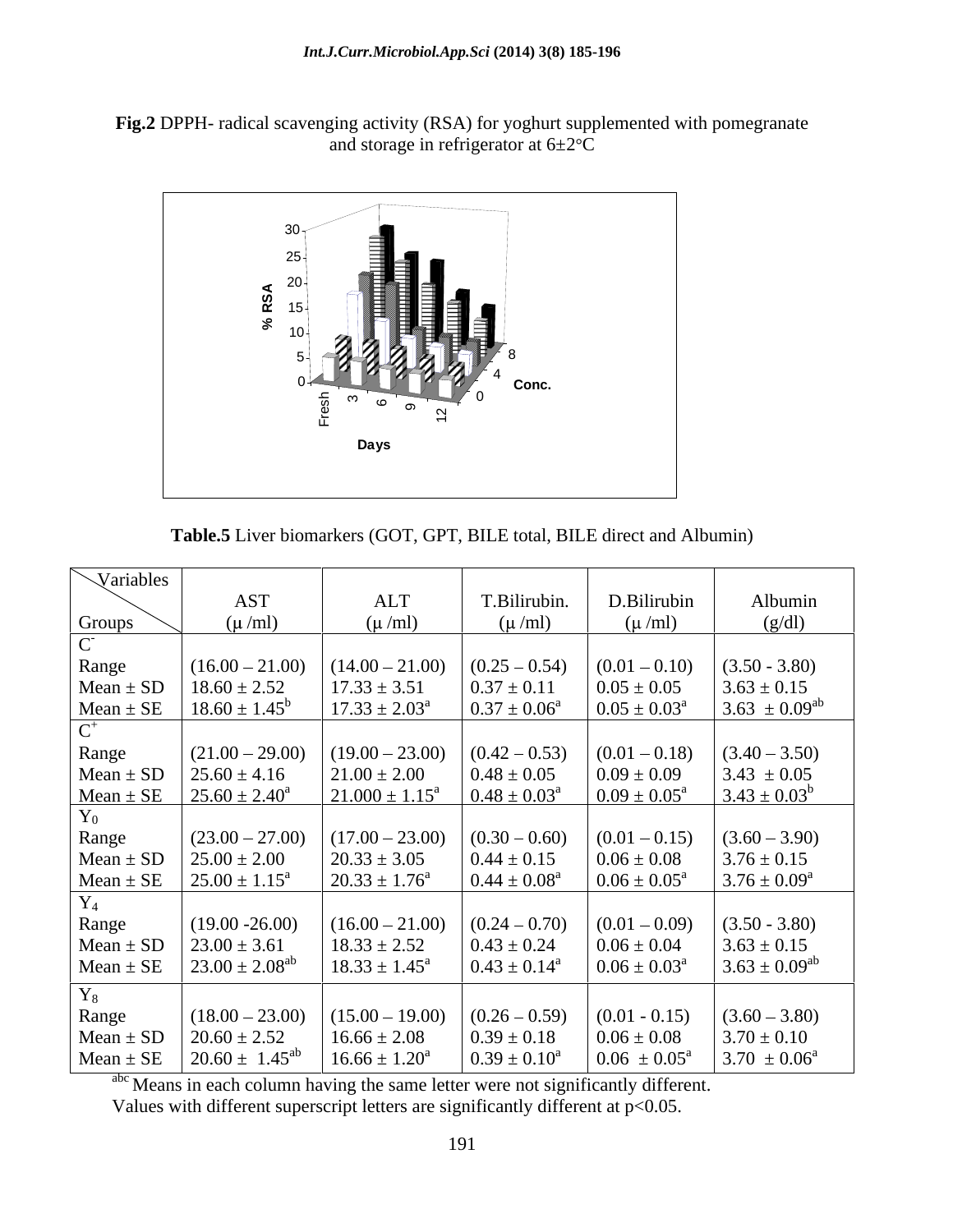**Fig.2** DPPH- radical scavenging activity (RSA) for yoghurt supplemented with pomegranate and storage in refrigerator at 6±2°C

**Table.5** Liver biomarkers (GOT, GPT, BILE total, BILE direct and Albumin)

| Variables / Groups | AST (μ /ml) | ALT (μ /ml) | T.Bilirubin. (μ /ml) | D.Bilirubin (μ /ml) | Albumin (g/dl) |
|---|---|---|---|---|---|
| $C^-$ | | | | | |
| Range | (16.00 – 21.00) | (14.00 – 21.00) | (0.25 – 0.54) | (0.01 – 0.10) | (3.50 - 3.80) |
| Mean ± SD | 18.60 ± 2.52 | 17.33 ± 3.51 | 0.37 ± 0.11 | 0.05 ± 0.05 | 3.63 ± 0.15 |
| Mean ± SE | 18.60 ± 1.45$^{b}$ | 17.33 ± 2.03$^{a}$ | 0.37 ± 0.06$^{a}$ | 0.05 ± 0.03$^{a}$ | 3.63 ± 0.09$^{ab}$ |
| $C^+$ | | | | | |
| Range | (21.00 – 29.00) | (19.00 – 23.00) | (0.42 – 0.53) | (0.01 – 0.18) | (3.40 – 3.50) |
| Mean ± SD | 25.60 ± 4.16 | 21.00 ± 2.00 | 0.48 ± 0.05 | 0.09 ± 0.09 | 3.43 ± 0.05 |
| Mean ± SE | 25.60 ± 2.40$^{a}$ | 21.000 ± 1.15$^{a}$ | 0.48 ± 0.03$^{a}$ | 0.09 ± 0.05$^{a}$ | 3.43 ± 0.03$^{b}$ |
| $Y_0$ | | | | | |
| Range | (23.00 – 27.00) | (17.00 – 23.00) | (0.30 – 0.60) | (0.01 – 0.15) | (3.60 – 3.90) |
| Mean ± SD | 25.00 ± 2.00 | 20.33 ± 3.05 | 0.44 ± 0.15 | 0.06 ± 0.08 | 3.76 ± 0.15 |
| Mean ± SE | 25.00 ± 1.15$^{a}$ | 20.33 ± 1.76$^{a}$ | 0.44 ± 0.08$^{a}$ | 0.06 ± 0.05$^{a}$ | 3.76 ± 0.09$^{a}$ |
| $Y_4$ | | | | | |
| Range | (19.00 -26.00) | (16.00 – 21.00) | (0.24 – 0.70) | (0.01 – 0.09) | (3.50 - 3.80) |
| Mean ± SD | 23.00 ± 3.61 | 18.33 ± 2.52 | 0.43 ± 0.24 | 0.06 ± 0.04 | 3.63 ± 0.15 |
| Mean ± SE | 23.00 ± 2.08$^{ab}$ | 18.33 ± 1.45$^{a}$ | 0.43 ± 0.14$^{a}$ | 0.06 ± 0.03$^{a}$ | 3.63 ± 0.09$^{ab}$ |
| $Y_8$ | | | | | |
| Range | (18.00 – 23.00) | (15.00 – 19.00) | (0.26 – 0.59) | (0.01 - 0.15) | (3.60 – 3.80) |
| Mean ± SD | 20.60 ± 2.52 | 16.66 ± 2.08 | 0.39 ± 0.18 | 0.06 ± 0.08 | 3.70 ± 0.10 |
| Mean ± SE | 20.60 ± 1.45$^{ab}$ | 16.66 ± 1.20$^{a}$ | 0.39 ± 0.10$^{a}$ | 0.06 ± 0.05$^{a}$ | 3.70 ± 0.06$^{a}$ |

$^{abc}$ Means in each column having the same letter were not significantly different.
Values with different superscript letters are significantly different at $p<0.05$.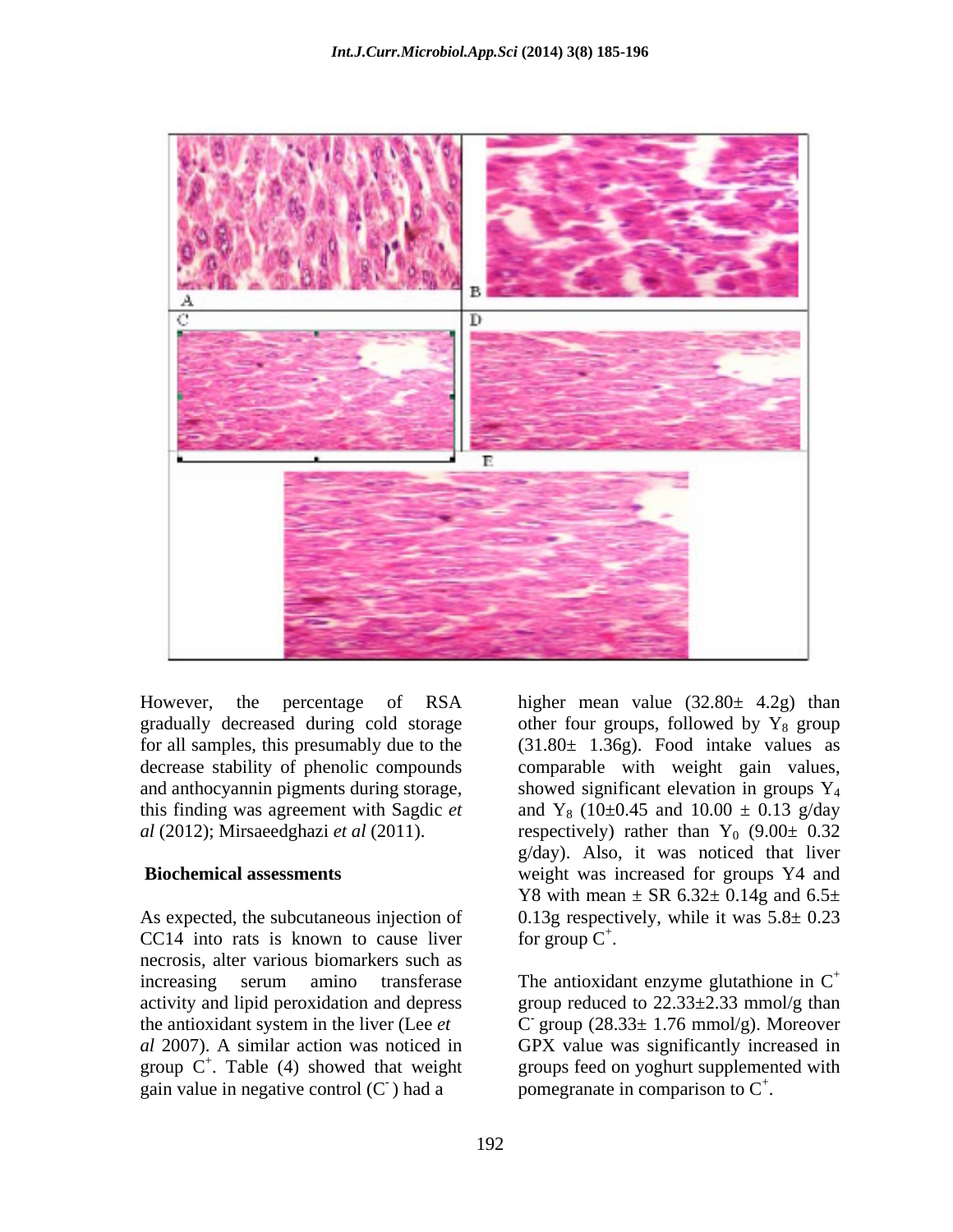However, the percentage of RSA gradually decreased during cold storage for all samples, this presumably due to the decrease stability of phenolic compounds and anthocyannin pigments during storage, this finding was agreement with Sagdic *et al* (2012); Mirsaeedghazi *et al* (2011).

**Biochemical assessments**

As expected, the subcutaneous injection of CC14 into rats is known to cause liver necrosis, alter various biomarkers such as increasing serum amino transferase activity and lipid peroxidation and depress the antioxidant system in the liver (Lee *et al* 2007). A similar action was noticed in group $C^+$. Table (4) showed that weight gain value in negative control ($C^-$) had a higher mean value (32.80± 4.2g) than other four groups, followed by $Y_8$ group (31.80± 1.36g). Food intake values as comparable with weight gain values, showed significant elevation in groups $Y_4$ and $Y_8$ (10±0.45 and 10.00 ± 0.13 g/day respectively) rather than $Y_0$ (9.00± 0.32 g/day). Also, it was noticed that liver weight was increased for groups Y4 and Y8 with mean ± SR 6.32± 0.14g and 6.5± 0.13g respectively, while it was 5.8± 0.23 for group $C^+$.

The antioxidant enzyme glutathione in $C^+$ group reduced to 22.33±2.33 mmol/g than $C^-$ group (28.33± 1.76 mmol/g). Moreover GPX value was significantly increased in groups feed on yoghurt supplemented with pomegranate in comparison to $C^+$.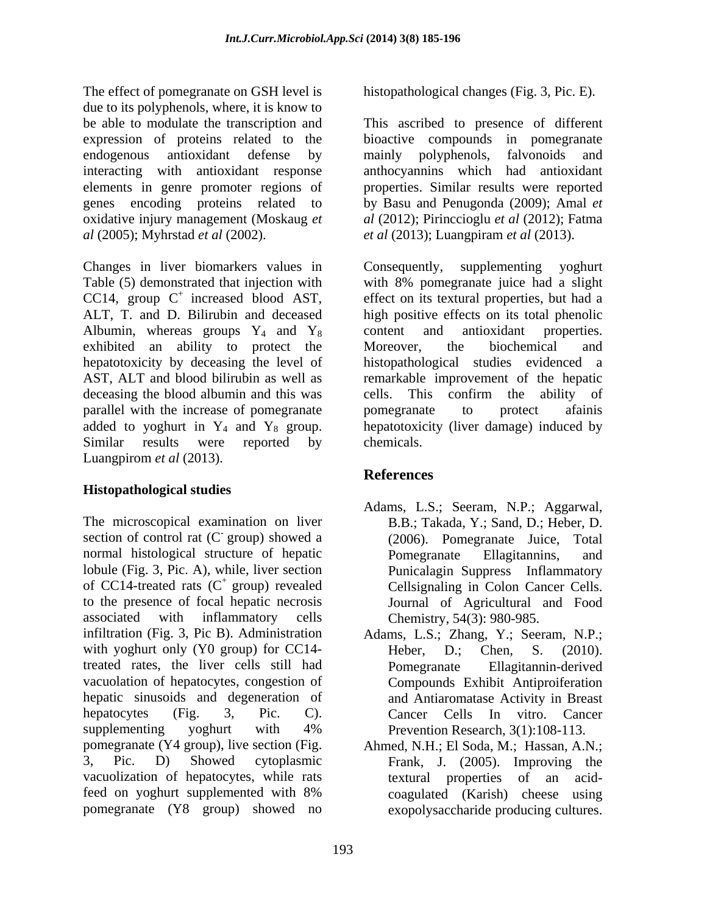The effect of pomegranate on GSH level is due to its polyphenols, where, it is know to be able to modulate the transcription and expression of proteins related to the endogenous antioxidant defense by interacting with antioxidant response elements in genre promoter regions of genes encoding proteins related to oxidative injury management (Moskaug *et al* (2005); Myhrstad *et al* (2002).

Changes in liver biomarkers values in Table (5) demonstrated that injection with CC14, group $C^+$ increased blood AST, ALT, T. and D. Bilirubin and deceased Albumin, whereas groups $Y_4$ and $Y_8$ exhibited an ability to protect the hepatotoxicity by deceasing the level of AST, ALT and blood bilirubin as well as deceasing the blood albumin and this was parallel with the increase of pomegranate added to yoghurt in $Y_4$ and $Y_8$ group. Similar results were reported by Luangpirom *et al* (2013).

## Histopathological studies

The microscopical examination on liver section of control rat ($C^-$ group) showed a normal histological structure of hepatic lobule (Fig. 3, Pic. A), while, liver section of CC14-treated rats ($C^+$ group) revealed to the presence of focal hepatic necrosis associated with inflammatory cells infiltration (Fig. 3, Pic B). Administration with yoghurt only (Y0 group) for CC14-treated rates, the liver cells still had vacuolation of hepatocytes, congestion of hepatic sinusoids and degeneration of hepatocytes (Fig. 3, Pic. C). supplementing yoghurt with 4% pomegranate (Y4 group), live section (Fig. 3, Pic. D) Showed cytoplasmic vacuolization of hepatocytes, while rats feed on yoghurt supplemented with 8% pomegranate (Y8 group) showed no histopathological changes (Fig. 3, Pic. E).

This ascribed to presence of different bioactive compounds in pomegranate mainly polyphenols, falvonoids and anthocyannins which had antioxidant properties. Similar results were reported by Basu and Penugonda (2009); Amal *et al* (2012); Pirinccioglu *et al* (2012); Fatma *et al* (2013); Luangpiram *et al* (2013).

Consequently, supplementing yoghurt with 8% pomegranate juice had a slight effect on its textural properties, but had a high positive effects on its total phenolic content and antioxidant properties. Moreover, the biochemical and histopathological studies evidenced a remarkable improvement of the hepatic cells. This confirm the ability of pomegranate to protect afainis hepatotoxicity (liver damage) induced by chemicals.

## References

Adams, L.S.; Seeram, N.P.; Aggarwal, B.B.; Takada, Y.; Sand, D.; Heber, D. (2006). Pomegranate Juice, Total Pomegranate Ellagitannins, and Punicalagin Suppress Inflammatory Cellsignaling in Colon Cancer Cells. Journal of Agricultural and Food Chemistry, 54(3): 980-985.

Adams, L.S.; Zhang, Y.; Seeram, N.P.; Heber, D.; Chen, S. (2010). Pomegranate Ellagitannin-derived Compounds Exhibit Antiproiferation and Antiaromatase Activity in Breast Cancer Cells In vitro. Cancer Prevention Research, 3(1):108-113.

Ahmed, N.H.; El Soda, M.; Hassan, A.N.; Frank, J. (2005). Improving the textural properties of an acid-coagulated (Karish) cheese using exopolysaccharide producing cultures.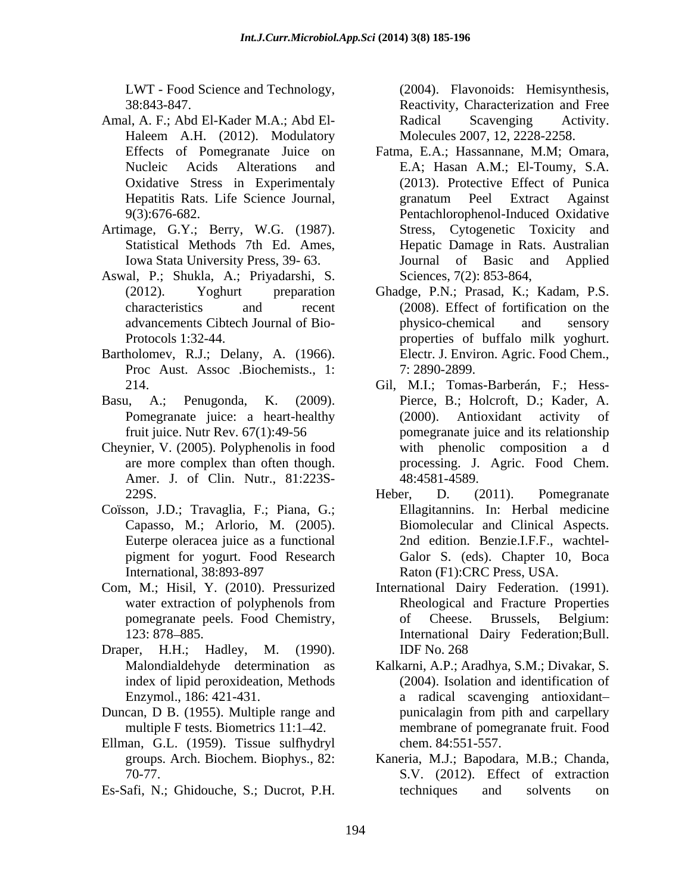LWT - Food Science and Technology, 38:843-847.

Amal, A. F.; Abd El-Kader M.A.; Abd El-Haleem A.H. (2012). Modulatory Effects of Pomegranate Juice on Nucleic Acids Alterations and Oxidative Stress in Experimentaly Hepatitis Rats. Life Science Journal, 9(3):676-682.

Artimage, G.Y.; Berry, W.G. (1987). Statistical Methods 7th Ed. Ames, Iowa State University Press, 39- 63.

Aswal, P.; Shukla, A.; Priyadarshi, S. (2012). Yoghurt preparation characteristics and recent advancements Cibtech Journal of Bio-Protocols 1:32-44.

Bartholomev, R.J.; Delany, A. (1966). Proc Aust. Assoc .Biochemists., 1: 214.

Basu, A.; Penugonda, K. (2009). Pomegranate juice: a heart-healthy fruit juice. Nutr Rev. 67(1):49-56

Cheynier, V. (2005). Polyphenolis in food are more complex than often though. Amer. J. of Clin. Nutr., 81:223S-229S.

Coïsson, J.D.; Travaglia, F.; Piana, G.; Capasso, M.; Arlorio, M. (2005). Euterpe oleracea juice as a functional pigment for yogurt. Food Research International, 38:893-897

Com, M.; Hisil, Y. (2010). Pressurized water extraction of polyphenols from pomegranate peels. Food Chemistry, 123: 878–885.

Draper, H.H.; Hadley, M. (1990). Malondialdehyde determination as index of lipid peroxideation, Methods Enzymol., 186: 421-431.

Duncan, D B. (1955). Multiple range and multiple F tests. Biometrics 11:1–42.

Ellman, G.L. (1959). Tissue sulfhydryl groups. Arch. Biochem. Biophys., 82: 70-77.

Es-Safi, N.; Ghidouche, S.; Ducrot, P.H. (2004). Flavonoids: Hemisynthesis, Reactivity, Characterization and Free Radical Scavenging Activity. Molecules 2007, 12, 2228-2258.

Fatma, E.A.; Hassannane, M.M; Omara, E.A; Hasan A.M.; El-Toumy, S.A. (2013). Protective Effect of Punica granatum Peel Extract Against Pentachlorophenol-Induced Oxidative Stress, Cytogenetic Toxicity and Hepatic Damage in Rats. Australian Journal of Basic and Applied Sciences, 7(2): 853-864,

Ghadge, P.N.; Prasad, K.; Kadam, P.S. (2008). Effect of fortification on the physico-chemical and sensory properties of buffalo milk yoghurt. Electr. J. Environ. Agric. Food Chem., 7: 2890-2899.

Gil, M.I.; Tomas-Barberán, F.; Hess-Pierce, B.; Holcroft, D.; Kader, A. (2000). Antioxidant activity of pomegranate juice and its relationship with phenolic composition a d processing. J. Agric. Food Chem. 48:4581-4589.

Heber, D. (2011). Pomegranate Ellagitannins. In: Herbal medicine Biomolecular and Clinical Aspects. 2nd edition. Benzie.I.F.F., wachtel-Galor S. (eds). Chapter 10, Boca Raton (F1):CRC Press, USA.

International Dairy Federation. (1991). Rheological and Fracture Properties of Cheese. Brussels, Belgium: International Dairy Federation;Bull. IDF No. 268

Kalkarni, A.P.; Aradhya, S.M.; Divakar, S. (2004). Isolation and identification of a radical scavenging antioxidant–punicalagin from pith and carpellary membrane of pomegranate fruit. Food chem. 84:551-557.

Kaneria, M.J.; Bapodara, M.B.; Chanda, S.V. (2012). Effect of extraction techniques and solvents on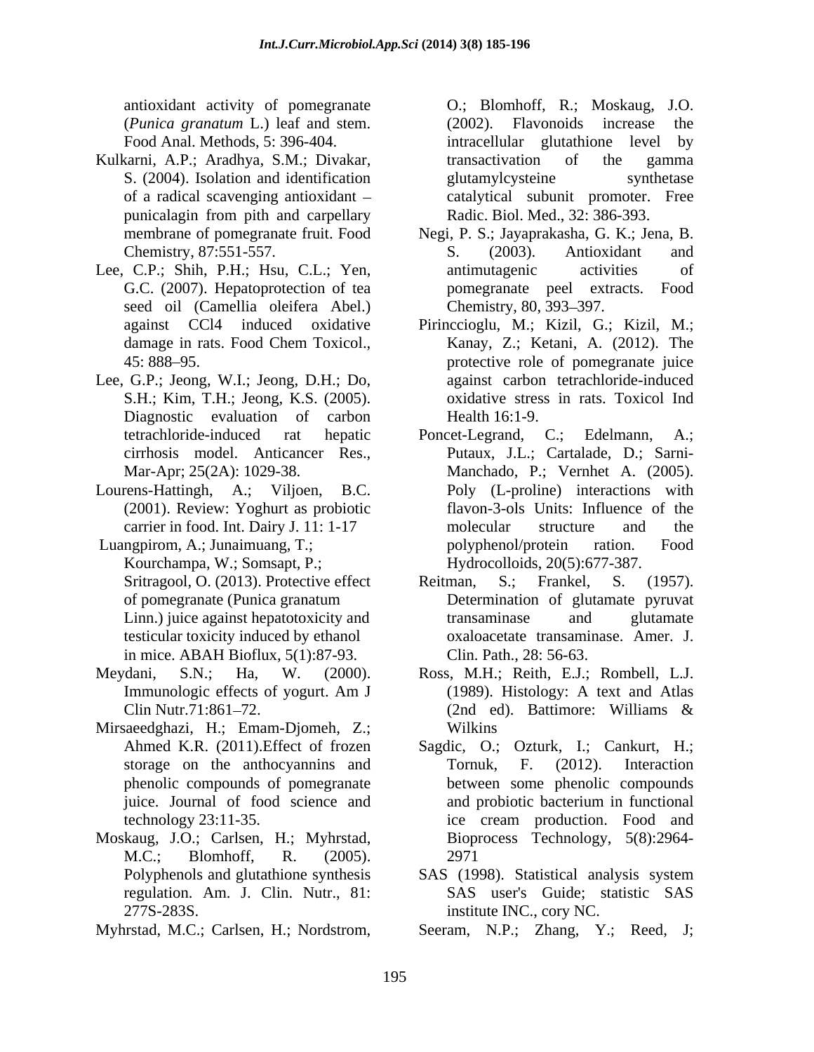antioxidant activity of pomegranate (*Punica granatum* L.) leaf and stem. Food Anal. Methods, 5: 396-404.

Kulkarni, A.P.; Aradhya, S.M.; Divakar, S. (2004). Isolation and identification of a radical scavenging antioxidant – punicalagin from pith and carpellary membrane of pomegranate fruit. Food Chemistry, 87:551-557.

Lee, C.P.; Shih, P.H.; Hsu, C.L.; Yen, G.C. (2007). Hepatoprotection of tea seed oil (Camellia oleifera Abel.) against CCl4 induced oxidative damage in rats. Food Chem Toxicol., 45: 888–95.

Lee, G.P.; Jeong, W.I.; Jeong, D.H.; Do, S.H.; Kim, T.H.; Jeong, K.S. (2005). Diagnostic evaluation of carbon tetrachloride-induced rat hepatic cirrhosis model. Anticancer Res., Mar-Apr; 25(2A): 1029-38.

Lourens-Hattingh, A.; Viljoen, B.C. (2001). Review: Yoghurt as probiotic carrier in food. Int. Dairy J. 11: 1-17

Luangpirom, A.; Junaimuang, T.; Kourchampa, W.; Somsapt, P.; Sritragool, O. (2013). Protective effect of pomegranate (Punica granatum Linn.) juice against hepatotoxicity and testicular toxicity induced by ethanol in mice. ABAH Bioflux, 5(1):87-93.

Meydani, S.N.; Ha, W. (2000). Immunologic effects of yogurt. Am J Clin Nutr.71:861–72.

Mirsaeedghazi, H.; Emam-Djomeh, Z.; Ahmed K.R. (2011).Effect of frozen storage on the anthocyannins and phenolic compounds of pomegranate juice. Journal of food science and technology 23:11-35.

Moskaug, J.O.; Carlsen, H.; Myhrstad, M.C.; Blomhoff, R. (2005). Polyphenols and glutathione synthesis regulation. Am. J. Clin. Nutr., 81: 277S-283S.

Myhrstad, M.C.; Carlsen, H.; Nordstrom, O.; Blomhoff, R.; Moskaug, J.O. (2002). Flavonoids increase the intracellular glutathione level by transactivation of the gamma glutamylcysteine synthetase catalytical subunit promoter. Free Radic. Biol. Med., 32: 386-393.

Negi, P. S.; Jayaprakasha, G. K.; Jena, B. S. (2003). Antioxidant and antimutagenic activities of pomegranate peel extracts. Food Chemistry, 80, 393–397.

Pirinccioglu, M.; Kizil, G.; Kizil, M.; Kanay, Z.; Ketani, A. (2012). The protective role of pomegranate juice against carbon tetrachloride-induced oxidative stress in rats. Toxicol Ind Health 16:1-9.

Poncet-Legrand, C.; Edelmann, A.; Putaux, J.L.; Cartalade, D.; Sarni-Manchado, P.; Vernhet A. (2005). Poly (L-proline) interactions with flavon-3-ols Units: Influence of the molecular structure and the polyphenol/protein ration. Food Hydrocolloids, 20(5):677-387.

Reitman, S.; Frankel, S. (1957). Determination of glutamate pyruvat transaminase and glutamate oxaloacetate transaminase. Amer. J. Clin. Path., 28: 56-63.

Ross, M.H.; Reith, E.J.; Rombell, L.J. (1989). Histology: A text and Atlas (2nd ed). Battimore: Williams & Wilkins

Sagdic, O.; Ozturk, I.; Cankurt, H.; Tornuk, F. (2012). Interaction between some phenolic compounds and probiotic bacterium in functional ice cream production. Food and Bioprocess Technology, 5(8):2964-2971

SAS (1998). Statistical analysis system SAS user's Guide; statistic SAS institute INC., cory NC.

Seeram, N.P.; Zhang, Y.; Reed, J;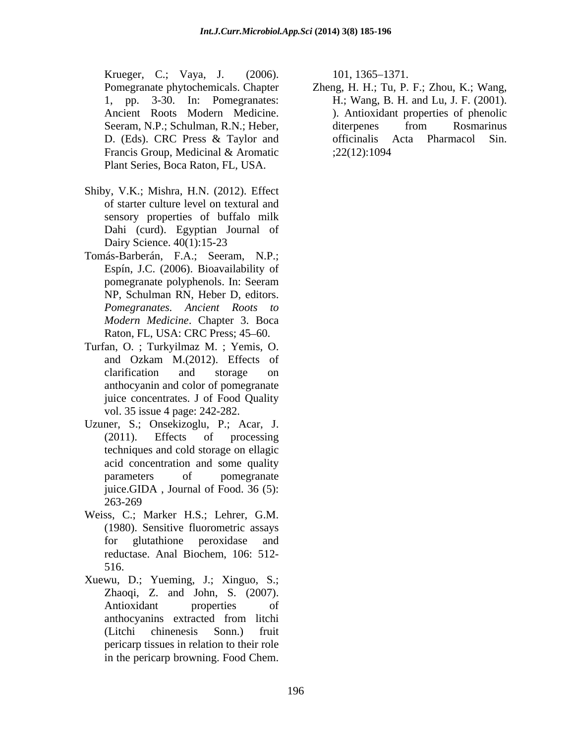Krueger, C.; Vaya, J. (2006). Pomegranate phytochemicals. Chapter 1, pp. 3-30. In: Pomegranates: Ancient Roots Modern Medicine. Seeram, N.P.; Schulman, R.N.; Heber, D. (Eds). CRC Press & Taylor and Francis Group, Medicinal & Aromatic Plant Series, Boca Raton, FL, USA.

Shiby, V.K.; Mishra, H.N. (2012). Effect of starter culture level on textural and sensory properties of buffalo milk Dahi (curd). Egyptian Journal of Dairy Science. 40(1):15-23

Tomás-Barberán, F.A.; Seeram, N.P.; Espín, J.C. (2006). Bioavailability of pomegranate polyphenols. In: Seeram NP, Schulman RN, Heber D, editors. *Pomegranates. Ancient Roots to Modern Medicine*. Chapter 3. Boca Raton, FL, USA: CRC Press; 45–60.

Turfan, O. ; Turkyilmaz M. ; Yemis, O. and Ozkam M.(2012). Effects of clarification and storage on anthocyanin and color of pomegranate juice concentrates. J of Food Quality vol. 35 issue 4 page: 242-282.

Uzuner, S.; Onsekizoglu, P.; Acar, J. (2011). Effects of processing techniques and cold storage on ellagic acid concentration and some quality parameters of pomegranate juice.GIDA , Journal of Food. 36 (5): 263-269

Weiss, C.; Marker H.S.; Lehrer, G.M. (1980). Sensitive fluorometric assays for glutathione peroxidase and reductase. Anal Biochem, 106: 512-516.

Xuewu, D.; Yueming, J.; Xinguo, S.; Zhaoqi, Z. and John, S. (2007). Antioxidant properties of anthocyanins extracted from litchi (Litchi chinenesis Sonn.) fruit pericarp tissues in relation to their role in the pericarp browning. Food Chem. 101, 1365–1371.

Zheng, H. H.; Tu, P. F.; Zhou, K.; Wang, H.; Wang, B. H. and Lu, J. F. (2001). ). Antioxidant properties of phenolic diterpenes from Rosmarinus officinalis Acta Pharmacol Sin. ;22(12):1094